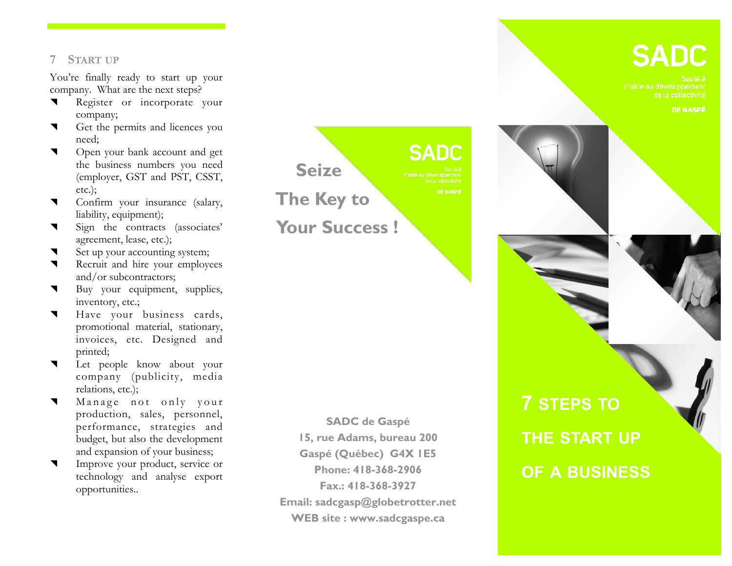## 7 Start up

You're finally ready to start up your company. What are the next steps?

- Register or incorporate your company;
- Get the permits and licences you need;
- Open your bank account and get the business numbers you need (employer, GST and PST, CSST, etc.);
- Confirm your insurance (salary, liability, equipment);
- Sign the contracts (associates' agreement, lease, etc.);
- Set up your accounting system;
- Recruit and hire your employees and/or subcontractors;
- Buy your equipment, supplies, inventory, etc.;
- Have your business cards, promotional material, stationary, invoices, etc. Designed and printed;
- Let people know about your company (publicity, media relations, etc.);
- Manage not only your production, sales, personnel, performance, strategies and budget, but also the development and expansion of your business;
- Improve your product, service or technology and analyse export opportunities..

**Seize**

**The Key to**

**Your Success !**

SADC

Société d'aide au développement de la collectivité

DE GASPÉ

**SADC de Gaspé**
**15, rue Adams, bureau 200**
**Gaspé (Québec) G4X 1E5**
**Phone: 418-368-2906**
**Fax.: 418-368-3927**
**Email: sadcgasp@globetrotter.net**
**WEB site : www.sadcgaspe.ca**

SADC

Société d'aide au développement de la collectivité

DE GASPÉ

# 7 STEPS TO THE START UP OF A BUSINESS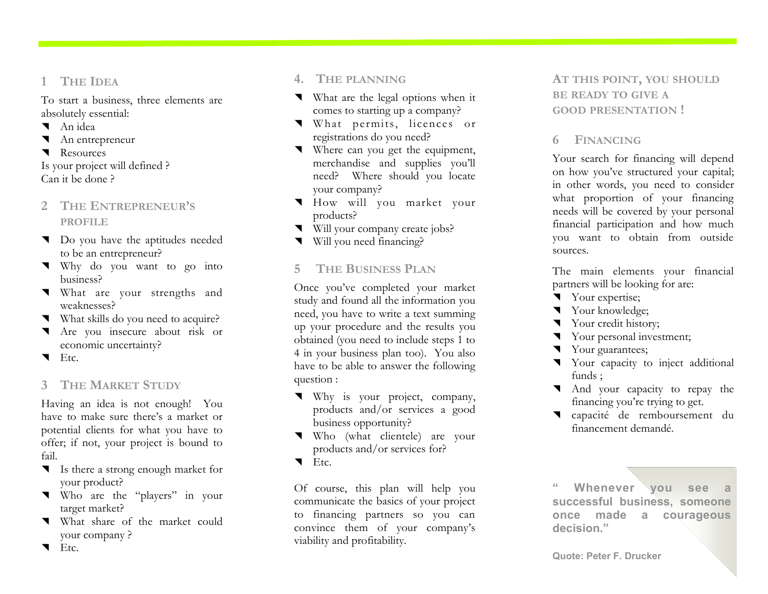## 1 The Idea

To start a business, three elements are absolutely essential:

- An idea
- An entrepreneur
- Resources

Is your project will defined ?
Can it be done ?

## 2 The Entrepreneur's Profile

- Do you have the aptitudes needed to be an entrepreneur?
- Why do you want to go into business?
- What are your strengths and weaknesses?
- What skills do you need to acquire?
- Are you insecure about risk or economic uncertainty?
- Etc.

## 3 The Market Study

Having an idea is not enough! You have to make sure there's a market or potential clients for what you have to offer; if not, your project is bound to fail.

- Is there a strong enough market for your product?
- Who are the "players" in your target market?
- What share of the market could your company ?
- Etc.

## 4. The planning

- What are the legal options when it comes to starting up a company?
- What permits, licences or registrations do you need?
- Where can you get the equipment, merchandise and supplies you'll need? Where should you locate your company?
- How will you market your products?
- Will your company create jobs?
- Will you need financing?

## 5 The Business Plan

Once you've completed your market study and found all the information you need, you have to write a text summing up your procedure and the results you obtained (you need to include steps 1 to 4 in your business plan too). You also have to be able to answer the following question :

- Why is your project, company, products and/or services a good business opportunity?
- Who (what clientele) are your products and/or services for?
- Etc.

Of course, this plan will help you communicate the basics of your project to financing partners so you can convince them of your company's viability and profitability.

## At this point, you should be ready to give a good presentation !

## 6 Financing

Your search for financing will depend on how you've structured your capital; in other words, you need to consider what proportion of your financing needs will be covered by your personal financial participation and how much you want to obtain from outside sources.

The main elements your financial partners will be looking for are:

- Your expertise;
- Your knowledge;
- Your credit history;
- Your personal investment;
- Your guarantees;
- Your capacity to inject additional funds ;
- And your capacity to repay the financing you're trying to get.
- capacité de remboursement du financement demandé.

**" Whenever you see a successful business, someone once made a courageous decision."**

**Quote: Peter F. Drucker**